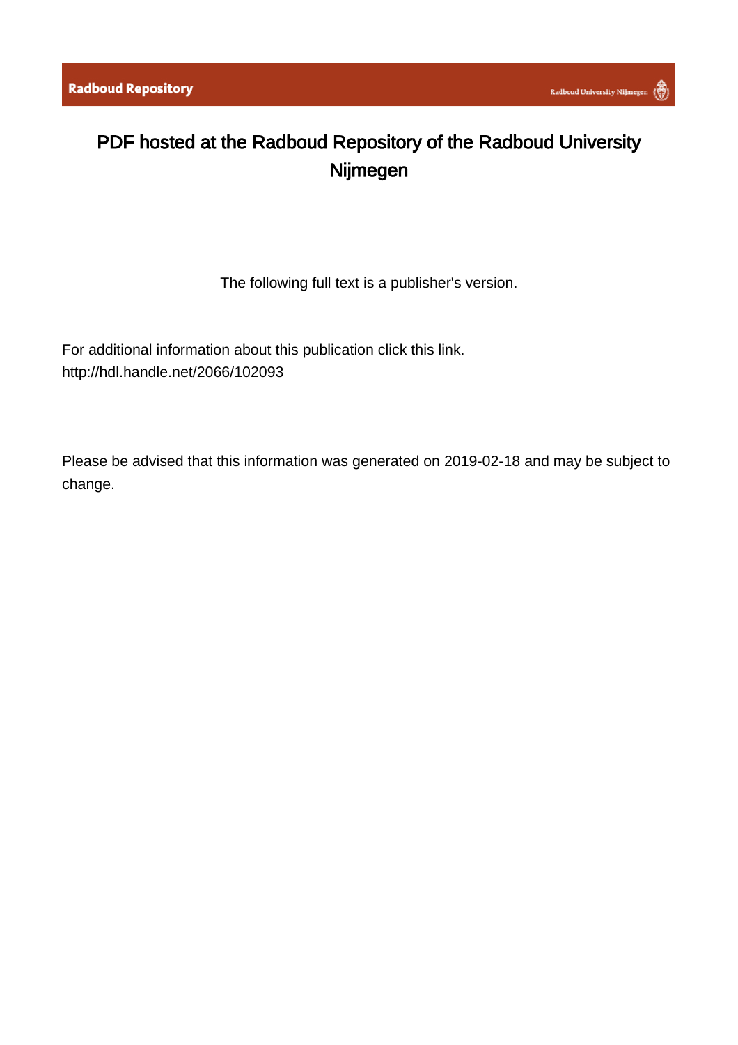Radboud Repository

Radboud University Nijmegen

# PDF hosted at the Radboud Repository of the Radboud University Nijmegen

The following full text is a publisher's version.

For additional information about this publication click this link.
http://hdl.handle.net/2066/102093

Please be advised that this information was generated on 2019-02-18 and may be subject to change.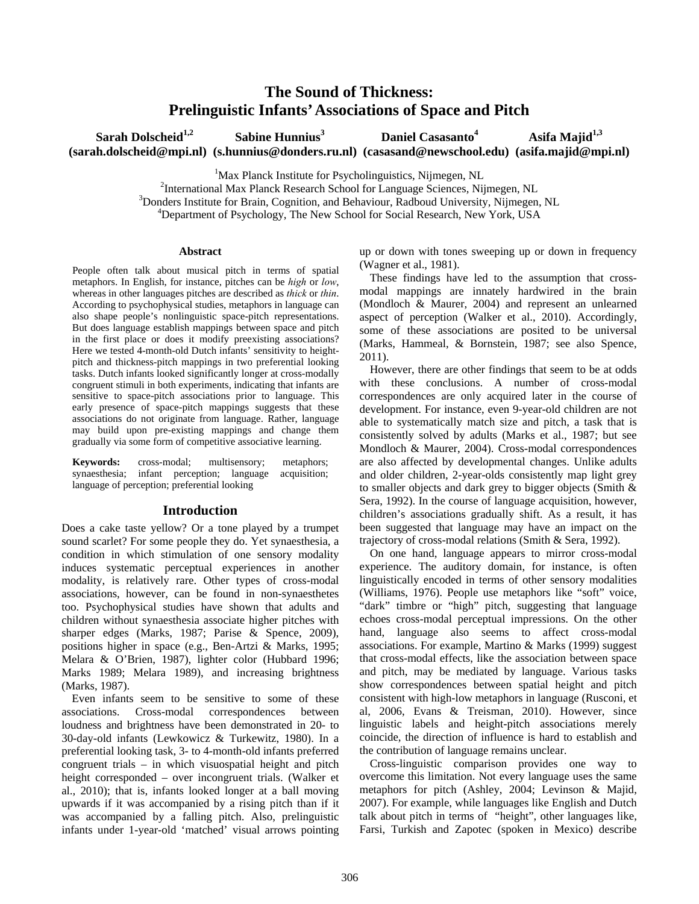# The Sound of Thickness: Prelinguistic Infants' Associations of Space and Pitch

**Sarah Dolscheid[1,2]** (sarah.dolscheid@mpi.nl) **Sabine Hunnius[3]** (s.hunnius@donders.ru.nl) **Daniel Casasanto[4]** (casasand@newschool.edu) **Asifa Majid[1,3]** (asifa.majid@mpi.nl)

[1]Max Planck Institute for Psycholinguistics, Nijmegen, NL
[2]International Max Planck Research School for Language Sciences, Nijmegen, NL
[3]Donders Institute for Brain, Cognition, and Behaviour, Radboud University, Nijmegen, NL
[4]Department of Psychology, The New School for Social Research, New York, USA

## Abstract

People often talk about musical pitch in terms of spatial metaphors. In English, for instance, pitches can be *high* or *low*, whereas in other languages pitches are described as *thick* or *thin*. According to psychophysical studies, metaphors in language can also shape people's nonlinguistic space-pitch representations. But does language establish mappings between space and pitch in the first place or does it modify preexisting associations? Here we tested 4-month-old Dutch infants' sensitivity to height-pitch and thickness-pitch mappings in two preferential looking tasks. Dutch infants looked significantly longer at cross-modally congruent stimuli in both experiments, indicating that infants are sensitive to space-pitch associations prior to language. This early presence of space-pitch mappings suggests that these associations do not originate from language. Rather, language may build upon pre-existing mappings and change them gradually via some form of competitive associative learning.

**Keywords:** cross-modal; multisensory; metaphors; synaesthesia; infant perception; language acquisition; language of perception; preferential looking

## Introduction

Does a cake taste yellow? Or a tone played by a trumpet sound scarlet? For some people they do. Yet synaesthesia, a condition in which stimulation of one sensory modality induces systematic perceptual experiences in another modality, is relatively rare. Other types of cross-modal associations, however, can be found in non-synaesthetes too. Psychophysical studies have shown that adults and children without synaesthesia associate higher pitches with sharper edges (Marks, 1987; Parise & Spence, 2009), positions higher in space (e.g., Ben-Artzi & Marks, 1995; Melara & O'Brien, 1987), lighter color (Hubbard 1996; Marks 1989; Melara 1989), and increasing brightness (Marks, 1987).

Even infants seem to be sensitive to some of these associations. Cross-modal correspondences between loudness and brightness have been demonstrated in 20- to 30-day-old infants (Lewkowicz & Turkewitz, 1980). In a preferential looking task, 3- to 4-month-old infants preferred congruent trials – in which visuospatial height and pitch height corresponded – over incongruent trials. (Walker et al., 2010); that is, infants looked longer at a ball moving upwards if it was accompanied by a rising pitch than if it was accompanied by a falling pitch. Also, prelinguistic infants under 1-year-old 'matched' visual arrows pointing up or down with tones sweeping up or down in frequency (Wagner et al., 1981).

These findings have led to the assumption that cross-modal mappings are innately hardwired in the brain (Mondloch & Maurer, 2004) and represent an unlearned aspect of perception (Walker et al., 2010). Accordingly, some of these associations are posited to be universal (Marks, Hammeal, & Bornstein, 1987; see also Spence, 2011).

However, there are other findings that seem to be at odds with these conclusions. A number of cross-modal correspondences are only acquired later in the course of development. For instance, even 9-year-old children are not able to systematically match size and pitch, a task that is consistently solved by adults (Marks et al., 1987; but see Mondloch & Maurer, 2004). Cross-modal correspondences are also affected by developmental changes. Unlike adults and older children, 2-year-olds consistently map light grey to smaller objects and dark grey to bigger objects (Smith & Sera, 1992). In the course of language acquisition, however, children's associations gradually shift. As a result, it has been suggested that language may have an impact on the trajectory of cross-modal relations (Smith & Sera, 1992).

On one hand, language appears to mirror cross-modal experience. The auditory domain, for instance, is often linguistically encoded in terms of other sensory modalities (Williams, 1976). People use metaphors like "soft" voice, "dark" timbre or "high" pitch, suggesting that language echoes cross-modal perceptual impressions. On the other hand, language also seems to affect cross-modal associations. For example, Martino & Marks (1999) suggest that cross-modal effects, like the association between space and pitch, may be mediated by language. Various tasks show correspondences between spatial height and pitch consistent with high-low metaphors in language (Rusconi, et al, 2006, Evans & Treisman, 2010). However, since linguistic labels and height-pitch associations merely coincide, the direction of influence is hard to establish and the contribution of language remains unclear.

Cross-linguistic comparison provides one way to overcome this limitation. Not every language uses the same metaphors for pitch (Ashley, 2004; Levinson & Majid, 2007). For example, while languages like English and Dutch talk about pitch in terms of "height", other languages like, Farsi, Turkish and Zapotec (spoken in Mexico) describe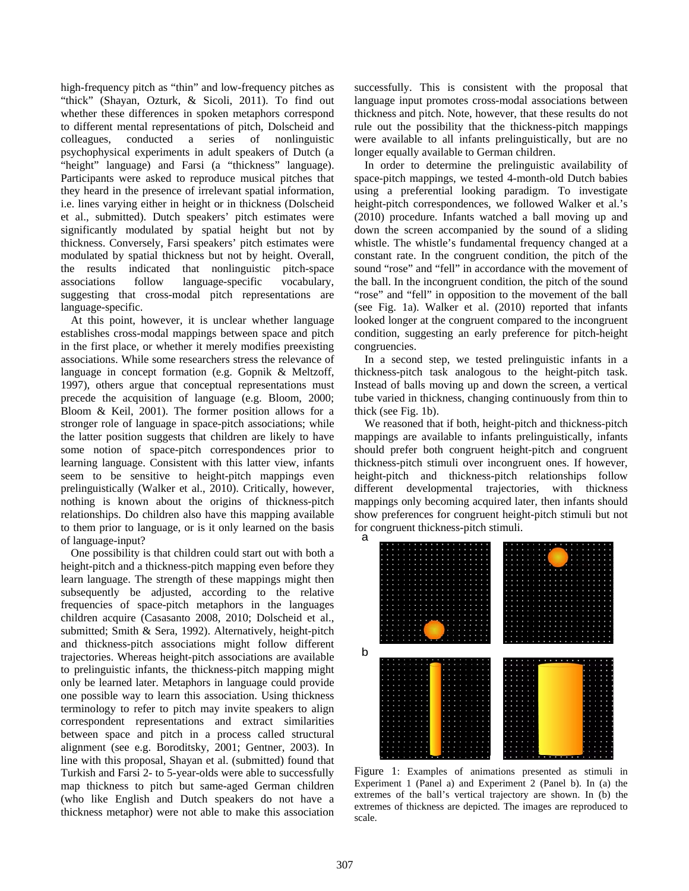high-frequency pitch as "thin" and low-frequency pitches as "thick" (Shayan, Ozturk, & Sicoli, 2011). To find out whether these differences in spoken metaphors correspond to different mental representations of pitch, Dolscheid and colleagues, conducted a series of nonlinguistic psychophysical experiments in adult speakers of Dutch (a "height" language) and Farsi (a "thickness" language). Participants were asked to reproduce musical pitches that they heard in the presence of irrelevant spatial information, i.e. lines varying either in height or in thickness (Dolscheid et al., submitted). Dutch speakers' pitch estimates were significantly modulated by spatial height but not by thickness. Conversely, Farsi speakers' pitch estimates were modulated by spatial thickness but not by height. Overall, the results indicated that nonlinguistic pitch-space associations follow language-specific vocabulary, suggesting that cross-modal pitch representations are language-specific.

At this point, however, it is unclear whether language establishes cross-modal mappings between space and pitch in the first place, or whether it merely modifies preexisting associations. While some researchers stress the relevance of language in concept formation (e.g. Gopnik & Meltzoff, 1997), others argue that conceptual representations must precede the acquisition of language (e.g. Bloom, 2000; Bloom & Keil, 2001). The former position allows for a stronger role of language in space-pitch associations; while the latter position suggests that children are likely to have some notion of space-pitch correspondences prior to learning language. Consistent with this latter view, infants seem to be sensitive to height-pitch mappings even prelinguistically (Walker et al., 2010). Critically, however, nothing is known about the origins of thickness-pitch relationships. Do children also have this mapping available to them prior to language, or is it only learned on the basis of language-input?

One possibility is that children could start out with both a height-pitch and a thickness-pitch mapping even before they learn language. The strength of these mappings might then subsequently be adjusted, according to the relative frequencies of space-pitch metaphors in the languages children acquire (Casasanto 2008, 2010; Dolscheid et al., submitted; Smith & Sera, 1992). Alternatively, height-pitch and thickness-pitch associations might follow different trajectories. Whereas height-pitch associations are available to prelinguistic infants, the thickness-pitch mapping might only be learned later. Metaphors in language could provide one possible way to learn this association. Using thickness terminology to refer to pitch may invite speakers to align correspondent representations and extract similarities between space and pitch in a process called structural alignment (see e.g. Boroditsky, 2001; Gentner, 2003). In line with this proposal, Shayan et al. (submitted) found that Turkish and Farsi 2- to 5-year-olds were able to successfully map thickness to pitch but same-aged German children (who like English and Dutch speakers do not have a thickness metaphor) were not able to make this association successfully. This is consistent with the proposal that language input promotes cross-modal associations between thickness and pitch. Note, however, that these results do not rule out the possibility that the thickness-pitch mappings were available to all infants prelinguistically, but are no longer equally available to German children.

In order to determine the prelinguistic availability of space-pitch mappings, we tested 4-month-old Dutch babies using a preferential looking paradigm. To investigate height-pitch correspondences, we followed Walker et al.'s (2010) procedure. Infants watched a ball moving up and down the screen accompanied by the sound of a sliding whistle. The whistle's fundamental frequency changed at a constant rate. In the congruent condition, the pitch of the sound "rose" and "fell" in accordance with the movement of the ball. In the incongruent condition, the pitch of the sound "rose" and "fell" in opposition to the movement of the ball (see Fig. 1a). Walker et al. (2010) reported that infants looked longer at the congruent compared to the incongruent condition, suggesting an early preference for pitch-height congruencies.

In a second step, we tested prelinguistic infants in a thickness-pitch task analogous to the height-pitch task. Instead of balls moving up and down the screen, a vertical tube varied in thickness, changing continuously from thin to thick (see Fig. 1b).

We reasoned that if both, height-pitch and thickness-pitch mappings are available to infants prelinguistically, infants should prefer both congruent height-pitch and congruent thickness-pitch stimuli over incongruent ones. If however, height-pitch and thickness-pitch relationships follow different developmental trajectories, with thickness mappings only becoming acquired later, then infants should show preferences for congruent height-pitch stimuli but not for congruent thickness-pitch stimuli.

Figure 1: Examples of animations presented as stimuli in Experiment 1 (Panel a) and Experiment 2 (Panel b). In (a) the extremes of the ball's vertical trajectory are shown. In (b) the extremes of thickness are depicted. The images are reproduced to scale.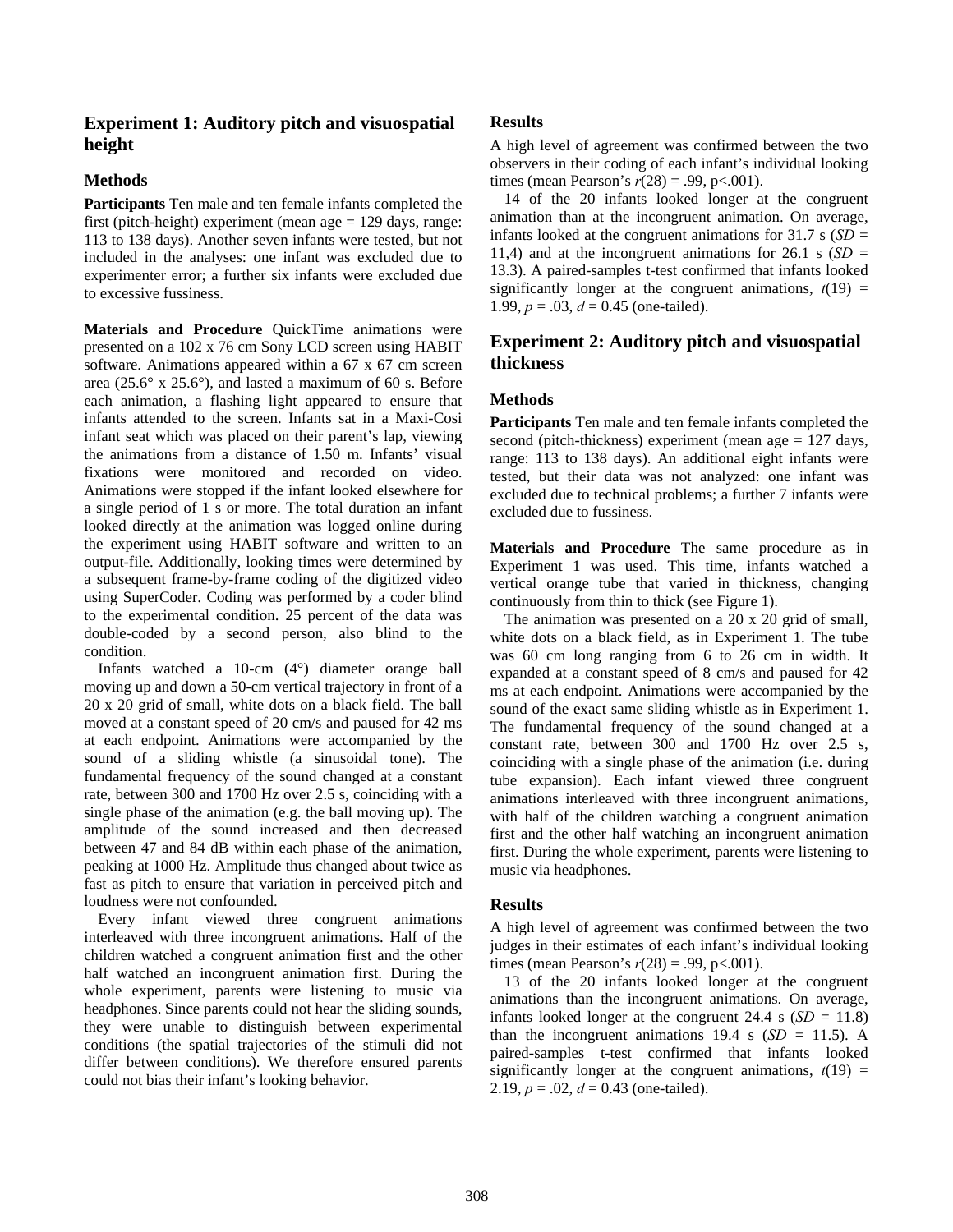## Experiment 1: Auditory pitch and visuospatial height

### Methods

**Participants** Ten male and ten female infants completed the first (pitch-height) experiment (mean age = 129 days, range: 113 to 138 days). Another seven infants were tested, but not included in the analyses: one infant was excluded due to experimenter error; a further six infants were excluded due to excessive fussiness.

**Materials and Procedure** QuickTime animations were presented on a 102 x 76 cm Sony LCD screen using HABIT software. Animations appeared within a 67 x 67 cm screen area (25.6° x 25.6°), and lasted a maximum of 60 s. Before each animation, a flashing light appeared to ensure that infants attended to the screen. Infants sat in a Maxi-Cosi infant seat which was placed on their parent's lap, viewing the animations from a distance of 1.50 m. Infants' visual fixations were monitored and recorded on video. Animations were stopped if the infant looked elsewhere for a single period of 1 s or more. The total duration an infant looked directly at the animation was logged online during the experiment using HABIT software and written to an output-file. Additionally, looking times were determined by a subsequent frame-by-frame coding of the digitized video using SuperCoder. Coding was performed by a coder blind to the experimental condition. 25 percent of the data was double-coded by a second person, also blind to the condition.

Infants watched a 10-cm (4°) diameter orange ball moving up and down a 50-cm vertical trajectory in front of a 20 x 20 grid of small, white dots on a black field. The ball moved at a constant speed of 20 cm/s and paused for 42 ms at each endpoint. Animations were accompanied by the sound of a sliding whistle (a sinusoidal tone). The fundamental frequency of the sound changed at a constant rate, between 300 and 1700 Hz over 2.5 s, coinciding with a single phase of the animation (e.g. the ball moving up). The amplitude of the sound increased and then decreased between 47 and 84 dB within each phase of the animation, peaking at 1000 Hz. Amplitude thus changed about twice as fast as pitch to ensure that variation in perceived pitch and loudness were not confounded.

Every infant viewed three congruent animations interleaved with three incongruent animations. Half of the children watched a congruent animation first and the other half watched an incongruent animation first. During the whole experiment, parents were listening to music via headphones. Since parents could not hear the sliding sounds, they were unable to distinguish between experimental conditions (the spatial trajectories of the stimuli did not differ between conditions). We therefore ensured parents could not bias their infant's looking behavior.

### Results

A high level of agreement was confirmed between the two observers in their coding of each infant's individual looking times (mean Pearson's $r(28) = .99$, $p<.001$).

14 of the 20 infants looked longer at the congruent animation than at the incongruent animation. On average, infants looked at the congruent animations for 31.7 s (*SD* = 11,4) and at the incongruent animations for 26.1 s (*SD* = 13.3). A paired-samples t-test confirmed that infants looked significantly longer at the congruent animations, $t(19) = 1.99$, $p = .03$, $d = 0.45$ (one-tailed).

## Experiment 2: Auditory pitch and visuospatial thickness

### Methods

**Participants** Ten male and ten female infants completed the second (pitch-thickness) experiment (mean age = 127 days, range: 113 to 138 days). An additional eight infants were tested, but their data was not analyzed: one infant was excluded due to technical problems; a further 7 infants were excluded due to fussiness.

**Materials and Procedure** The same procedure as in Experiment 1 was used. This time, infants watched a vertical orange tube that varied in thickness, changing continuously from thin to thick (see Figure 1).

The animation was presented on a 20 x 20 grid of small, white dots on a black field, as in Experiment 1. The tube was 60 cm long ranging from 6 to 26 cm in width. It expanded at a constant speed of 8 cm/s and paused for 42 ms at each endpoint. Animations were accompanied by the sound of the exact same sliding whistle as in Experiment 1. The fundamental frequency of the sound changed at a constant rate, between 300 and 1700 Hz over 2.5 s, coinciding with a single phase of the animation (i.e. during tube expansion). Each infant viewed three congruent animations interleaved with three incongruent animations, with half of the children watching a congruent animation first and the other half watching an incongruent animation first. During the whole experiment, parents were listening to music via headphones.

### Results

A high level of agreement was confirmed between the two judges in their estimates of each infant's individual looking times (mean Pearson's $r(28) = .99$, $p<.001$).

13 of the 20 infants looked longer at the congruent animations than the incongruent animations. On average, infants looked longer at the congruent 24.4 s (*SD* = 11.8) than the incongruent animations 19.4 s (*SD* = 11.5). A paired-samples t-test confirmed that infants looked significantly longer at the congruent animations, $t(19) = 2.19$, $p = .02$, $d = 0.43$ (one-tailed).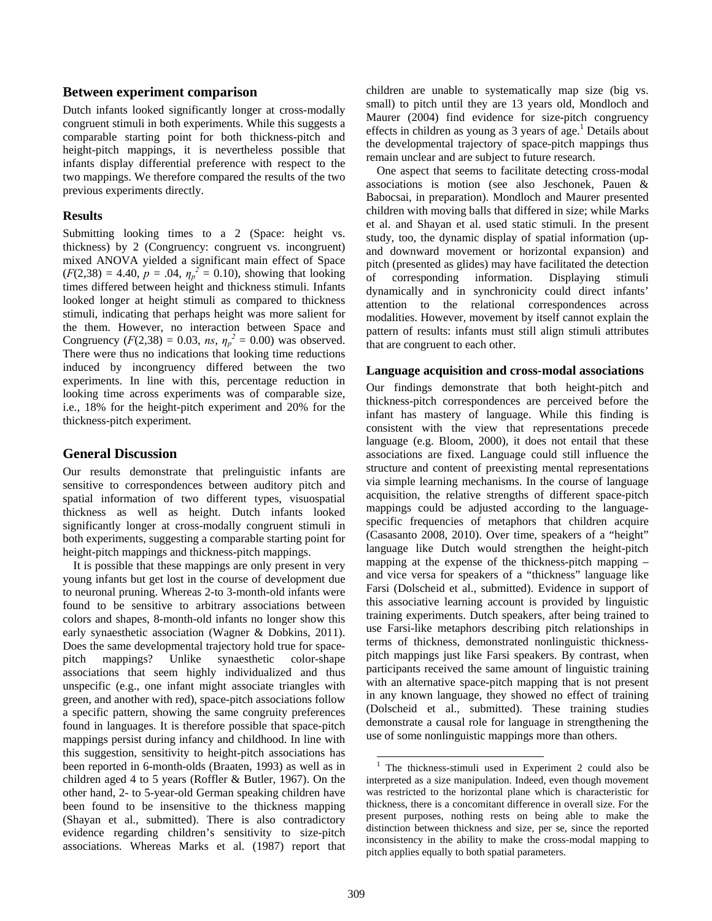## Between experiment comparison

Dutch infants looked significantly longer at cross-modally congruent stimuli in both experiments. While this suggests a comparable starting point for both thickness-pitch and height-pitch mappings, it is nevertheless possible that infants display differential preference with respect to the two mappings. We therefore compared the results of the two previous experiments directly.

### Results

Submitting looking times to a 2 (Space: height vs. thickness) by 2 (Congruency: congruent vs. incongruent) mixed ANOVA yielded a significant main effect of Space ($F(2,38) = 4.40$, $p = .04$, $\eta_p^2 = 0.10$), showing that looking times differed between height and thickness stimuli. Infants looked longer at height stimuli as compared to thickness stimuli, indicating that perhaps height was more salient for the them. However, no interaction between Space and Congruency ($F(2,38) = 0.03$, *ns*, $\eta_p^2 = 0.00$) was observed. There were thus no indications that looking time reductions induced by incongruency differed between the two experiments. In line with this, percentage reduction in looking time across experiments was of comparable size, i.e., 18% for the height-pitch experiment and 20% for the thickness-pitch experiment.

## General Discussion

Our results demonstrate that prelinguistic infants are sensitive to correspondences between auditory pitch and spatial information of two different types, visuospatial thickness as well as height. Dutch infants looked significantly longer at cross-modally congruent stimuli in both experiments, suggesting a comparable starting point for height-pitch mappings and thickness-pitch mappings.

It is possible that these mappings are only present in very young infants but get lost in the course of development due to neuronal pruning. Whereas 2-to 3-month-old infants were found to be sensitive to arbitrary associations between colors and shapes, 8-month-old infants no longer show this early synaesthetic association (Wagner & Dobkins, 2011). Does the same developmental trajectory hold true for space-pitch mappings? Unlike synaesthetic color-shape associations that seem highly individualized and thus unspecific (e.g., one infant might associate triangles with green, and another with red), space-pitch associations follow a specific pattern, showing the same congruity preferences found in languages. It is therefore possible that space-pitch mappings persist during infancy and childhood. In line with this suggestion, sensitivity to height-pitch associations has been reported in 6-month-olds (Braaten, 1993) as well as in children aged 4 to 5 years (Roffler & Butler, 1967). On the other hand, 2- to 5-year-old German speaking children have been found to be insensitive to the thickness mapping (Shayan et al., submitted). There is also contradictory evidence regarding children's sensitivity to size-pitch associations. Whereas Marks et al. (1987) report that children are unable to systematically map size (big vs. small) to pitch until they are 13 years old, Mondloch and Maurer (2004) find evidence for size-pitch congruency effects in children as young as 3 years of age.[1] Details about the developmental trajectory of space-pitch mappings thus remain unclear and are subject to future research.

One aspect that seems to facilitate detecting cross-modal associations is motion (see also Jeschonek, Pauen & Babocsai, in preparation). Mondloch and Maurer presented children with moving balls that differed in size; while Marks et al. and Shayan et al. used static stimuli. In the present study, too, the dynamic display of spatial information (up- and downward movement or horizontal expansion) and pitch (presented as glides) may have facilitated the detection of corresponding information. Displaying stimuli dynamically and in synchronicity could direct infants' attention to the relational correspondences across modalities. However, movement by itself cannot explain the pattern of results: infants must still align stimuli attributes that are congruent to each other.

### Language acquisition and cross-modal associations

Our findings demonstrate that both height-pitch and thickness-pitch correspondences are perceived before the infant has mastery of language. While this finding is consistent with the view that representations precede language (e.g. Bloom, 2000), it does not entail that these associations are fixed. Language could still influence the structure and content of preexisting mental representations via simple learning mechanisms. In the course of language acquisition, the relative strengths of different space-pitch mappings could be adjusted according to the language-specific frequencies of metaphors that children acquire (Casasanto 2008, 2010). Over time, speakers of a "height" language like Dutch would strengthen the height-pitch mapping at the expense of the thickness-pitch mapping – and vice versa for speakers of a "thickness" language like Farsi (Dolscheid et al., submitted). Evidence in support of this associative learning account is provided by linguistic training experiments. Dutch speakers, after being trained to use Farsi-like metaphors describing pitch relationships in terms of thickness, demonstrated nonlinguistic thickness-pitch mappings just like Farsi speakers. By contrast, when participants received the same amount of linguistic training with an alternative space-pitch mapping that is not present in any known language, they showed no effect of training (Dolscheid et al., submitted). These training studies demonstrate a causal role for language in strengthening the use of some nonlinguistic mappings more than others.

---

[1] The thickness-stimuli used in Experiment 2 could also be interpreted as a size manipulation. Indeed, even though movement was restricted to the horizontal plane which is characteristic for thickness, there is a concomitant difference in overall size. For the present purposes, nothing rests on being able to make the distinction between thickness and size, per se, since the reported inconsistency in the ability to make the cross-modal mapping to pitch applies equally to both spatial parameters.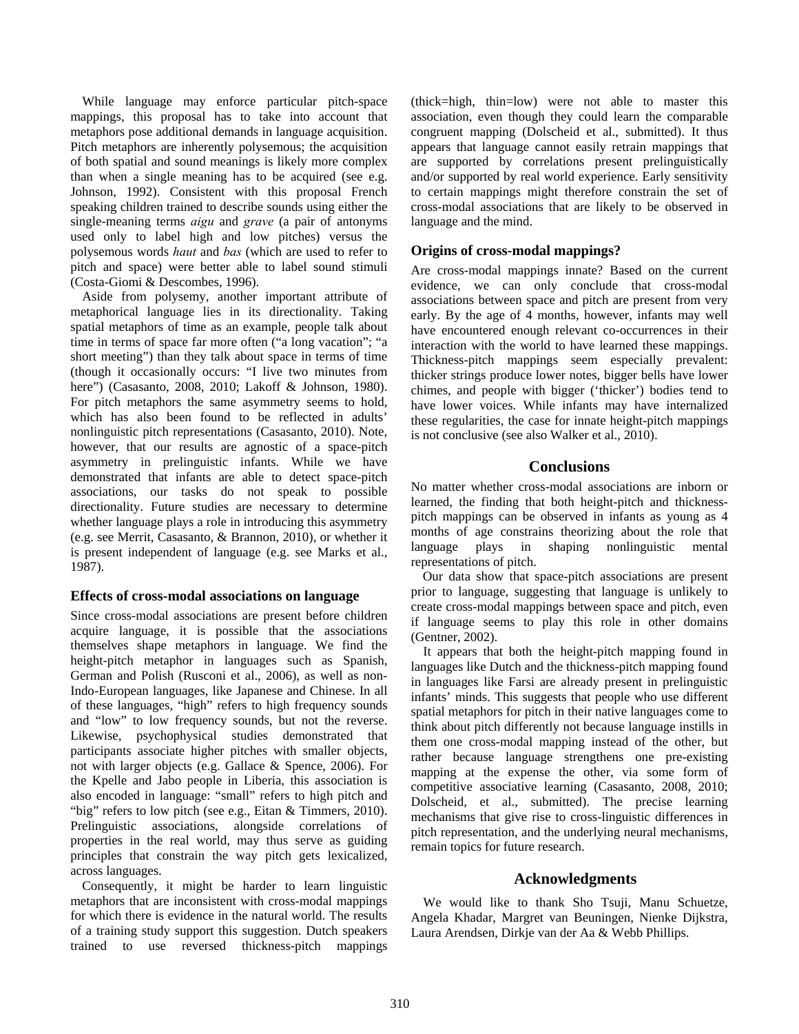While language may enforce particular pitch-space mappings, this proposal has to take into account that metaphors pose additional demands in language acquisition. Pitch metaphors are inherently polysemous; the acquisition of both spatial and sound meanings is likely more complex than when a single meaning has to be acquired (see e.g. Johnson, 1992). Consistent with this proposal French speaking children trained to describe sounds using either the single-meaning terms *aigu* and *grave* (a pair of antonyms used only to label high and low pitches) versus the polysemous words *haut* and *bas* (which are used to refer to pitch and space) were better able to label sound stimuli (Costa-Giomi & Descombes, 1996).

Aside from polysemy, another important attribute of metaphorical language lies in its directionality. Taking spatial metaphors of time as an example, people talk about time in terms of space far more often ("a long vacation"; "a short meeting") than they talk about space in terms of time (though it occasionally occurs: "I live two minutes from here") (Casasanto, 2008, 2010; Lakoff & Johnson, 1980). For pitch metaphors the same asymmetry seems to hold, which has also been found to be reflected in adults' nonlinguistic pitch representations (Casasanto, 2010). Note, however, that our results are agnostic of a space-pitch asymmetry in prelinguistic infants. While we have demonstrated that infants are able to detect space-pitch associations, our tasks do not speak to possible directionality. Future studies are necessary to determine whether language plays a role in introducing this asymmetry (e.g. see Merrit, Casasanto, & Brannon, 2010), or whether it is present independent of language (e.g. see Marks et al., 1987).

### Effects of cross-modal associations on language

Since cross-modal associations are present before children acquire language, it is possible that the associations themselves shape metaphors in language. We find the height-pitch metaphor in languages such as Spanish, German and Polish (Rusconi et al., 2006), as well as non-Indo-European languages, like Japanese and Chinese. In all of these languages, "high" refers to high frequency sounds and "low" to low frequency sounds, but not the reverse. Likewise, psychophysical studies demonstrated that participants associate higher pitches with smaller objects, not with larger objects (e.g. Gallace & Spence, 2006). For the Kpelle and Jabo people in Liberia, this association is also encoded in language: "small" refers to high pitch and "big" refers to low pitch (see e.g., Eitan & Timmers, 2010). Prelinguistic associations, alongside correlations of properties in the real world, may thus serve as guiding principles that constrain the way pitch gets lexicalized, across languages.

Consequently, it might be harder to learn linguistic metaphors that are inconsistent with cross-modal mappings for which there is evidence in the natural world. The results of a training study support this suggestion. Dutch speakers trained to use reversed thickness-pitch mappings (thick=high, thin=low) were not able to master this association, even though they could learn the comparable congruent mapping (Dolscheid et al., submitted). It thus appears that language cannot easily retrain mappings that are supported by correlations present prelinguistically and/or supported by real world experience. Early sensitivity to certain mappings might therefore constrain the set of cross-modal associations that are likely to be observed in language and the mind.

### Origins of cross-modal mappings?

Are cross-modal mappings innate? Based on the current evidence, we can only conclude that cross-modal associations between space and pitch are present from very early. By the age of 4 months, however, infants may well have encountered enough relevant co-occurrences in their interaction with the world to have learned these mappings. Thickness-pitch mappings seem especially prevalent: thicker strings produce lower notes, bigger bells have lower chimes, and people with bigger ('thicker') bodies tend to have lower voices. While infants may have internalized these regularities, the case for innate height-pitch mappings is not conclusive (see also Walker et al., 2010).

## Conclusions

No matter whether cross-modal associations are inborn or learned, the finding that both height-pitch and thickness-pitch mappings can be observed in infants as young as 4 months of age constrains theorizing about the role that language plays in shaping nonlinguistic mental representations of pitch.

Our data show that space-pitch associations are present prior to language, suggesting that language is unlikely to create cross-modal mappings between space and pitch, even if language seems to play this role in other domains (Gentner, 2002).

It appears that both the height-pitch mapping found in languages like Dutch and the thickness-pitch mapping found in languages like Farsi are already present in prelinguistic infants' minds. This suggests that people who use different spatial metaphors for pitch in their native languages come to think about pitch differently not because language instills in them one cross-modal mapping instead of the other, but rather because language strengthens one pre-existing mapping at the expense the other, via some form of competitive associative learning (Casasanto, 2008, 2010; Dolscheid, et al., submitted). The precise learning mechanisms that give rise to cross-linguistic differences in pitch representation, and the underlying neural mechanisms, remain topics for future research.

## Acknowledgments

We would like to thank Sho Tsuji, Manu Schuetze, Angela Khadar, Margret van Beuningen, Nienke Dijkstra, Laura Arendsen, Dirkje van der Aa & Webb Phillips.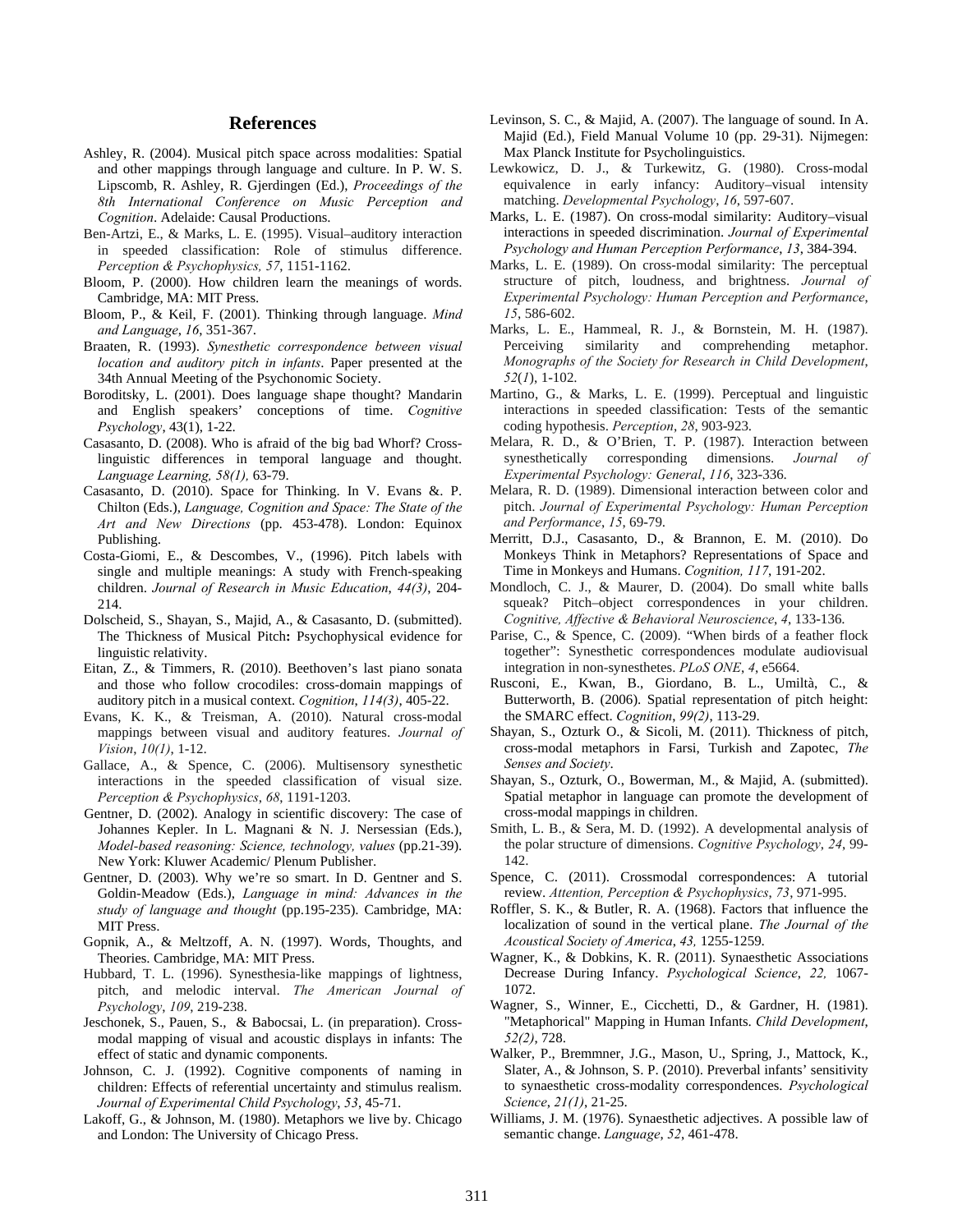## References

Ashley, R. (2004). Musical pitch space across modalities: Spatial and other mappings through language and culture. In P. W. S. Lipscomb, R. Ashley, R. Gjerdingen (Ed.), *Proceedings of the 8th International Conference on Music Perception and Cognition*. Adelaide: Causal Productions.

Ben-Artzi, E., & Marks, L. E. (1995). Visual–auditory interaction in speeded classification: Role of stimulus difference. *Perception & Psychophysics, 57*, 1151-1162.

Bloom, P. (2000). How children learn the meanings of words. Cambridge, MA: MIT Press.

Bloom, P., & Keil, F. (2001). Thinking through language. *Mind and Language*, *16*, 351-367.

Braaten, R. (1993). *Synesthetic correspondence between visual location and auditory pitch in infants*. Paper presented at the 34th Annual Meeting of the Psychonomic Society.

Boroditsky, L. (2001). Does language shape thought? Mandarin and English speakers' conceptions of time. *Cognitive Psychology*, 43(1), 1-22.

Casasanto, D. (2008). Who is afraid of the big bad Whorf? Cross-linguistic differences in temporal language and thought. *Language Learning, 58(1),* 63-79.

Casasanto, D. (2010). Space for Thinking. In V. Evans &. P. Chilton (Eds.), *Language, Cognition and Space: The State of the Art and New Directions* (pp. 453-478). London: Equinox Publishing.

Costa-Giomi, E., & Descombes, V., (1996). Pitch labels with single and multiple meanings: A study with French-speaking children. *Journal of Research in Music Education*, *44(3)*, 204-214.

Dolscheid, S., Shayan, S., Majid, A., & Casasanto, D. (submitted). The Thickness of Musical Pitch**:** Psychophysical evidence for linguistic relativity.

Eitan, Z., & Timmers, R. (2010). Beethoven's last piano sonata and those who follow crocodiles: cross-domain mappings of auditory pitch in a musical context. *Cognition*, *114(3)*, 405-22.

Evans, K. K., & Treisman, A. (2010). Natural cross-modal mappings between visual and auditory features. *Journal of Vision*, *10(1)*, 1-12.

Gallace, A., & Spence, C. (2006). Multisensory synesthetic interactions in the speeded classification of visual size. *Perception & Psychophysics*, *68*, 1191-1203.

Gentner, D. (2002). Analogy in scientific discovery: The case of Johannes Kepler. In L. Magnani & N. J. Nersessian (Eds.), *Model-based reasoning: Science, technology, values* (pp.21-39). New York: Kluwer Academic/ Plenum Publisher.

Gentner, D. (2003). Why we're so smart. In D. Gentner and S. Goldin-Meadow (Eds.), *Language in mind: Advances in the study of language and thought* (pp.195-235). Cambridge, MA: MIT Press.

Gopnik, A., & Meltzoff, A. N. (1997). Words, Thoughts, and Theories. Cambridge, MA: MIT Press.

Hubbard, T. L. (1996). Synesthesia-like mappings of lightness, pitch, and melodic interval. *The American Journal of Psychology*, *109*, 219-238.

Jeschonek, S., Pauen, S., & Babocsai, L. (in preparation). Cross-modal mapping of visual and acoustic displays in infants: The effect of static and dynamic components.

Johnson, C. J. (1992). Cognitive components of naming in children: Effects of referential uncertainty and stimulus realism. *Journal of Experimental Child Psychology*, *53*, 45-71.

Lakoff, G., & Johnson, M. (1980). Metaphors we live by. Chicago and London: The University of Chicago Press.

Levinson, S. C., & Majid, A. (2007). The language of sound. In A. Majid (Ed.), Field Manual Volume 10 (pp. 29-31). Nijmegen: Max Planck Institute for Psycholinguistics.

Lewkowicz, D. J., & Turkewitz, G. (1980). Cross-modal equivalence in early infancy: Auditory–visual intensity matching. *Developmental Psychology*, *16*, 597-607.

Marks, L. E. (1987). On cross-modal similarity: Auditory–visual interactions in speeded discrimination. *Journal of Experimental Psychology and Human Perception Performance*, *13*, 384-394.

Marks, L. E. (1989). On cross-modal similarity: The perceptual structure of pitch, loudness, and brightness. *Journal of Experimental Psychology: Human Perception and Performance*, *15*, 586-602.

Marks, L. E., Hammeal, R. J., & Bornstein, M. H. (1987). Perceiving similarity and comprehending metaphor. *Monographs of the Society for Research in Child Development*, *52*(*1*), 1-102.

Martino, G., & Marks, L. E. (1999). Perceptual and linguistic interactions in speeded classification: Tests of the semantic coding hypothesis. *Perception*, *28,* 903-923.

Melara, R. D., & O'Brien, T. P. (1987). Interaction between synesthetically corresponding dimensions. *Journal of Experimental Psychology: General*, *116*, 323-336.

Melara, R. D. (1989). Dimensional interaction between color and pitch. *Journal of Experimental Psychology: Human Perception and Performance*, *15*, 69-79.

Merritt, D.J., Casasanto, D., & Brannon, E. M. (2010). Do Monkeys Think in Metaphors? Representations of Space and Time in Monkeys and Humans. *Cognition, 117*, 191-202.

Mondloch, C. J., & Maurer, D. (2004). Do small white balls squeak? Pitch–object correspondences in your children. *Cognitive, Affective & Behavioral Neuroscience*, *4*, 133-136.

Parise, C., & Spence, C. (2009). "When birds of a feather flock together": Synesthetic correspondences modulate audiovisual integration in non-synesthetes. *PLoS ONE*, *4*, e5664.

Rusconi, E., Kwan, B., Giordano, B. L., Umiltà, C., & Butterworth, B. (2006). Spatial representation of pitch height: the SMARC effect. *Cognition*, *99(2)*, 113-29.

Shayan, S., Ozturk O., & Sicoli, M. (2011). Thickness of pitch, cross-modal metaphors in Farsi, Turkish and Zapotec, *The Senses and Society*.

Shayan, S., Ozturk, O., Bowerman, M., & Majid, A. (submitted). Spatial metaphor in language can promote the development of cross-modal mappings in children.

Smith, L. B., & Sera, M. D. (1992). A developmental analysis of the polar structure of dimensions. *Cognitive Psychology*, *24*, 99-142.

Spence, C. (2011). Crossmodal correspondences: A tutorial review. *Attention, Perception & Psychophysics*, *73*, 971-995.

Roffler, S. K., & Butler, R. A. (1968). Factors that influence the localization of sound in the vertical plane. *The Journal of the Acoustical Society of America*, *43,* 1255-1259.

Wagner, K., & Dobkins, K. R. (2011). Synaesthetic Associations Decrease During Infancy. *Psychological Science*, *22,* 1067-1072.

Wagner, S., Winner, E., Cicchetti, D., & Gardner, H. (1981). "Metaphorical" Mapping in Human Infants. *Child Development*, *52(2)*, 728.

Walker, P., Bremmner, J.G., Mason, U., Spring, J., Mattock, K., Slater, A., & Johnson, S. P. (2010). Preverbal infants' sensitivity to synaesthetic cross-modality correspondences. *Psychological Science*, *21(1)*, 21-25.

Williams, J. M. (1976). Synaesthetic adjectives. A possible law of semantic change. *Language*, *52*, 461-478.